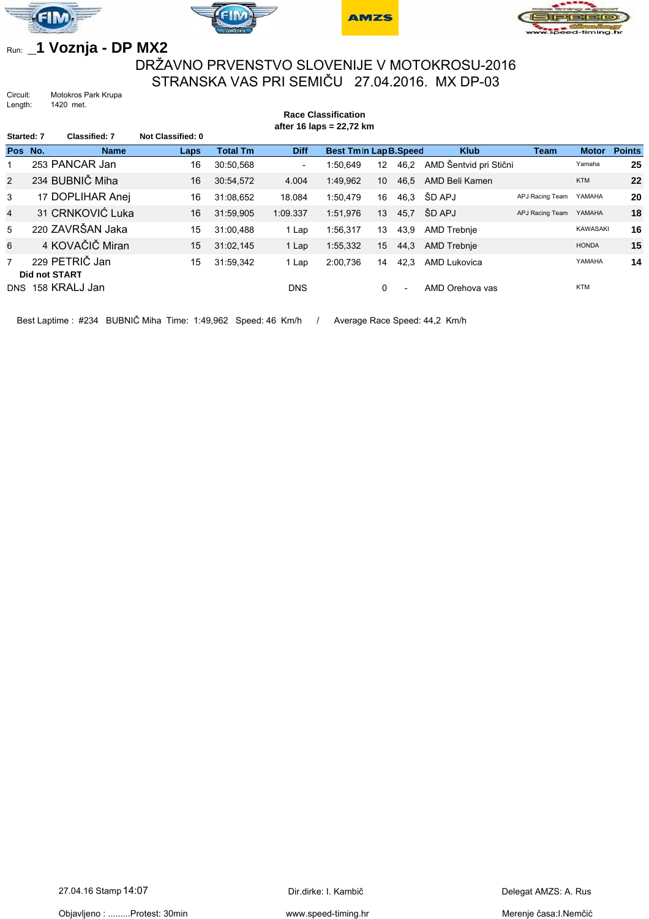Run: **_1 Voznja - DP MX2**

# DRŽAVNO PRVENSTVO SLOVENIJE V MOTOKROSU-2016
# STRANSKA VAS PRI SEMIČU 27.04.2016. MX DP-03

Circuit: Motokros Park Krupa
Length: 1420 met.

**Race Classification**
**after 16 laps = 22,72 km**

**Started: 7** **Classified: 7** **Not Classified: 0**

| Pos | No. | Name | Laps | Total Tm | Diff | Best Tm | In Lap | B.Speed | Klub | Team | Motor | Points |
|---|---|---|---|---|---|---|---|---|---|---|---|---|
| 1 | 253 | PANCAR Jan | 16 | 30:50,568 | - | 1:50,649 | 12 | 46,2 | AMD Šentvid pri Stični | | Yamaha | **25** |
| 2 | 234 | BUBNIČ Miha | 16 | 30:54,572 | 4.004 | 1:49,962 | 10 | 46,5 | AMD Beli Kamen | | KTM | **22** |
| 3 | 17 | DOPLIHAR Anej | 16 | 31:08,652 | 18.084 | 1:50,479 | 16 | 46,3 | ŠD APJ | APJ Racing Team | YAMAHA | **20** |
| 4 | 31 | CRNKOVIĆ Luka | 16 | 31:59,905 | 1:09.337 | 1:51,976 | 13 | 45,7 | ŠD APJ | APJ Racing Team | YAMAHA | **18** |
| 5 | 220 | ZAVRŠAN Jaka | 15 | 31:00,488 | 1 Lap | 1:56,317 | 13 | 43,9 | AMD Trebnje | | KAWASAKI | **16** |
| 6 | 4 | KOVAČIČ Miran | 15 | 31:02,145 | 1 Lap | 1:55,332 | 15 | 44,3 | AMD Trebnje | | HONDA | **15** |
| 7 | 229 | PETRIČ Jan | 15 | 31:59,342 | 1 Lap | 2:00,736 | 14 | 42,3 | AMD Lukovica | | YAMAHA | **14** |
| **Did not START** | | | | | | | | | | | | |
| DNS | 158 | KRALJ Jan | | | DNS | | 0 | - | AMD Orehova vas | | KTM | |

Best Laptime : #234 BUBNIČ Miha Time: 1:49,962 Speed: 46 Km/h / Average Race Speed: 44,2 Km/h

27.04.16 Stamp 14:07 | Dir.dirke: I. Kambič | Delegat AMZS: A. Rus

Objavljeno : .........Protest: 30min | www.speed-timing.hr | Merenje časa:I.Nemčić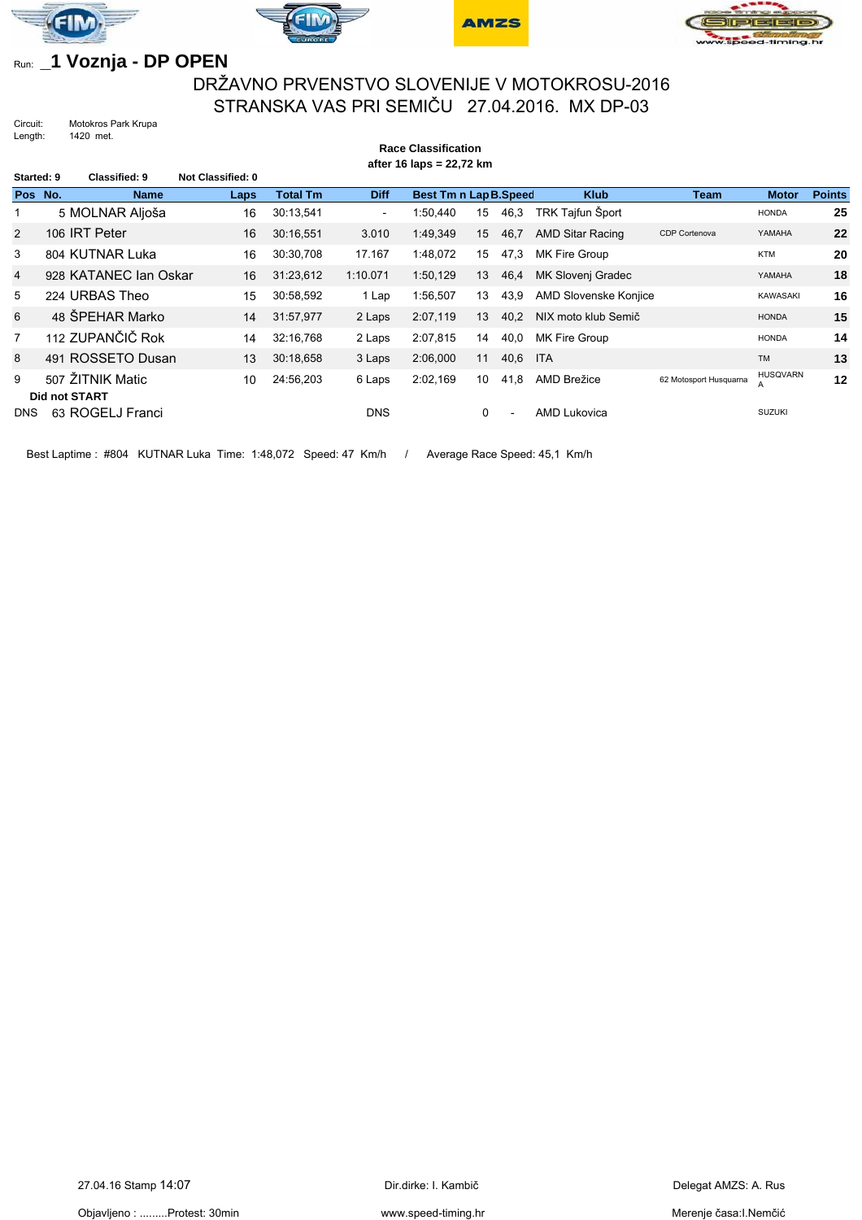Run: _1 Voznja - DP OPEN

# DRŽAVNO PRVENSTVO SLOVENIJE V MOTOKROSU-2016
## STRANSKA VAS PRI SEMIČU 27.04.2016. MX DP-03

Circuit: Motokros Park Krupa
Length: 1420 met.

**Race Classification**
**after 16 laps = 22,72 km**

**Started: 9** **Classified: 9** **Not Classified: 0**

| Pos | No. | Name | Laps | Total Tm | Diff | Best Tm | n Lap | B.Speed | Klub | Team | Motor | Points |
|---|---|---|---|---|---|---|---|---|---|---|---|---|
| 1 | 5 | MOLNAR Aljoša | 16 | 30:13,541 | - | 1:50,440 | 15 | 46,3 | TRK Tajfun Šport | | HONDA | **25** |
| 2 | 106 | IRT Peter | 16 | 30:16,551 | 3.010 | 1:49,349 | 15 | 46,7 | AMD Sitar Racing | CDP Cortenova | YAMAHA | **22** |
| 3 | 804 | KUTNAR Luka | 16 | 30:30,708 | 17.167 | 1:48,072 | 15 | 47,3 | MK Fire Group | | KTM | **20** |
| 4 | 928 | KATANEC Ian Oskar | 16 | 31:23,612 | 1:10.071 | 1:50,129 | 13 | 46,4 | MK Slovenj Gradec | | YAMAHA | **18** |
| 5 | 224 | URBAS Theo | 15 | 30:58,592 | 1 Lap | 1:56,507 | 13 | 43,9 | AMD Slovenske Konjice | | KAWASAKI | **16** |
| 6 | 48 | ŠPEHAR Marko | 14 | 31:57,977 | 2 Laps | 2:07,119 | 13 | 40,2 | NIX moto klub Semič | | HONDA | **15** |
| 7 | 112 | ZUPANČIČ Rok | 14 | 32:16,768 | 2 Laps | 2:07,815 | 14 | 40,0 | MK Fire Group | | HONDA | **14** |
| 8 | 491 | ROSSETO Dusan | 13 | 30:18,658 | 3 Laps | 2:06,000 | 11 | 40,6 | ITA | | TM | **13** |
| 9 | 507 | ŽITNIK Matic | 10 | 24:56,203 | 6 Laps | 2:02,169 | 10 | 41,8 | AMD Brežice | 62 Motosport Husquarna | HUSQVARNA | **12** |
| **Did not START** | | | | | | | | | | | | |
| DNS | 63 | ROGELJ Franci | | | DNS | | 0 | - | AMD Lukovica | | SUZUKI | |

Best Laptime : #804 KUTNAR Luka Time: 1:48,072 Speed: 47 Km/h / Average Race Speed: 45,1 Km/h

27.04.16 Stamp 14:07 Dir.dirke: I. Kambič Delegat AMZS: A. Rus

Objavljeno : .........Protest: 30min www.speed-timing.hr Merenje časa:I.Nemčić